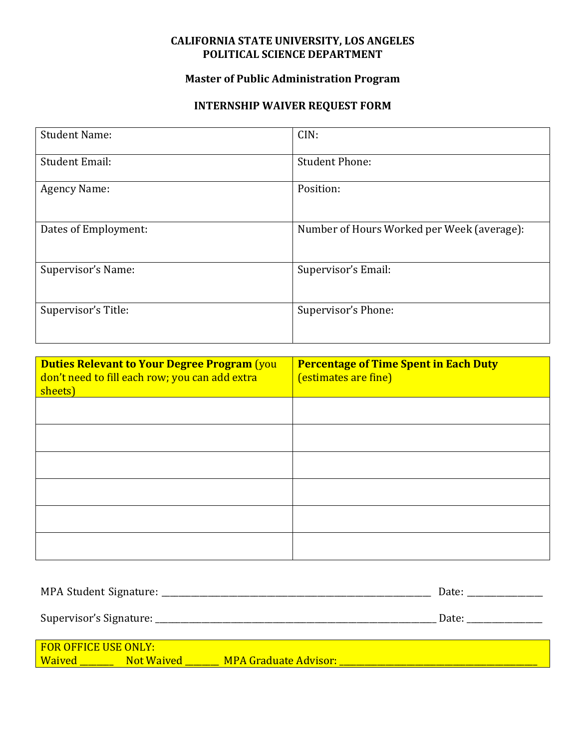**CALIFORNIA STATE UNIVERSITY, LOS ANGELES**
**POLITICAL SCIENCE DEPARTMENT**

**Master of Public Administration Program**

**INTERNSHIP WAIVER REQUEST FORM**

| Student Name: | CIN: |
|---|---|
| Student Email: | Student Phone: |
| Agency Name: | Position: |
| Dates of Employment: | Number of Hours Worked per Week (average): |
| Supervisor's Name: | Supervisor's Email: |
| Supervisor's Title: | Supervisor's Phone: |

| **Duties Relevant to Your Degree Program** (you don't need to fill each row; you can add extra sheets) | **Percentage of Time Spent in Each Duty** (estimates are fine) |
|---|---|
| | |
| | |
| | |
| | |
| | |
| | |

MPA Student Signature: ________________________________________________ Date: ____________

Supervisor's Signature: ________________________________________________ Date: ____________

FOR OFFICE USE ONLY:
Waived ______ Not Waived ______ MPA Graduate Advisor: ________________________________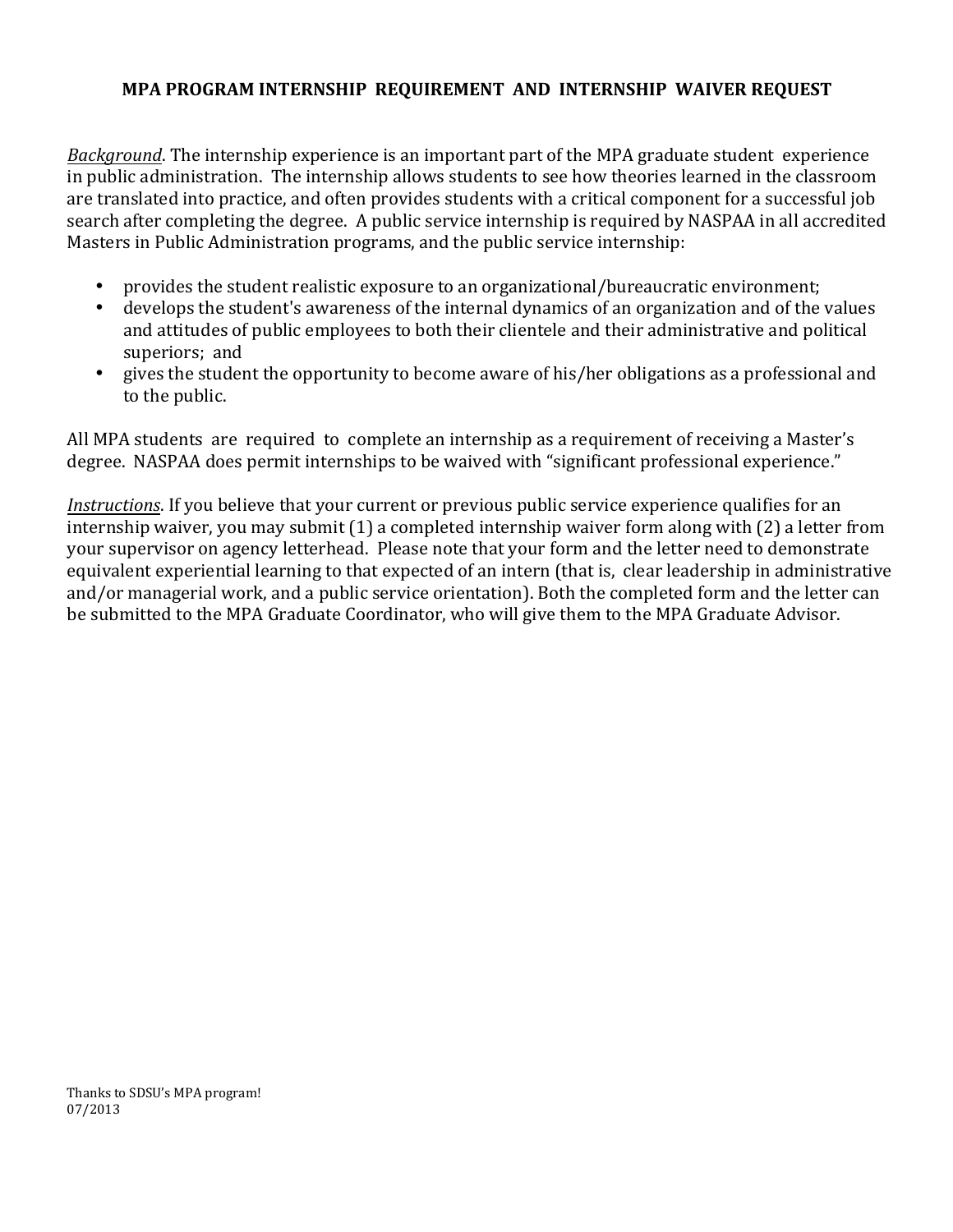# MPA PROGRAM INTERNSHIP REQUIREMENT AND INTERNSHIP WAIVER REQUEST

*Background*. The internship experience is an important part of the MPA graduate student experience in public administration. The internship allows students to see how theories learned in the classroom are translated into practice, and often provides students with a critical component for a successful job search after completing the degree. A public service internship is required by NASPAA in all accredited Masters in Public Administration programs, and the public service internship:

- provides the student realistic exposure to an organizational/bureaucratic environment;
- develops the student's awareness of the internal dynamics of an organization and of the values and attitudes of public employees to both their clientele and their administrative and political superiors; and
- gives the student the opportunity to become aware of his/her obligations as a professional and to the public.

All MPA students are required to complete an internship as a requirement of receiving a Master's degree. NASPAA does permit internships to be waived with "significant professional experience."

*Instructions*. If you believe that your current or previous public service experience qualifies for an internship waiver, you may submit (1) a completed internship waiver form along with (2) a letter from your supervisor on agency letterhead. Please note that your form and the letter need to demonstrate equivalent experiential learning to that expected of an intern (that is, clear leadership in administrative and/or managerial work, and a public service orientation). Both the completed form and the letter can be submitted to the MPA Graduate Coordinator, who will give them to the MPA Graduate Advisor.

Thanks to SDSU's MPA program!
07/2013